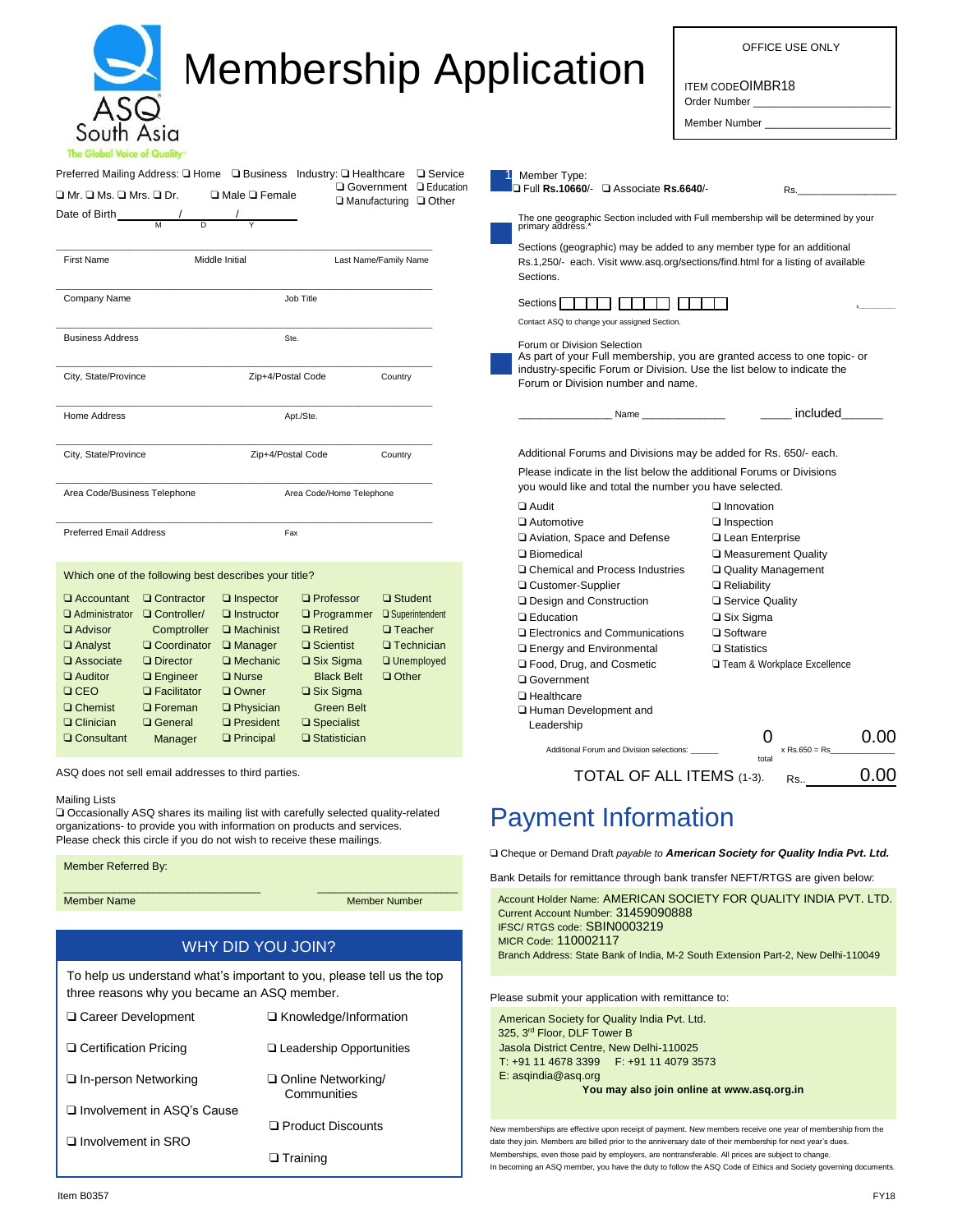ASQ South Asia
The Global Voice of Quality

# Membership Application

OFFICE USE ONLY

ITEM CODE OIMBR18
Order Number ____________________
Member Number ____________________

Preferred Mailing Address: ❑ Home ❑ Business Industry: ❑ Healthcare ❑ Service ❑ Government ❑ Education ❑ Manufacturing ❑ Other

❑ Mr. ❑ Ms. ❑ Mrs. ❑ Dr. ❑ Male ❑ Female

Date of Birth ____/____/____ (M D Y)

First Name ____ Middle Initial ____ Last Name/Family Name ____

Company Name ____ Job Title ____

Business Address ____ Ste. ____

City, State/Province ____ Zip+4/Postal Code ____ Country ____

Home Address ____ Apt./Ste. ____

City, State/Province ____ Zip+4/Postal Code ____ Country ____

Area Code/Business Telephone ____ Area Code/Home Telephone ____

Preferred Email Address ____ Fax ____

Which one of the following best describes your title?

| | | | | |
|---|---|---|---|---|
| ❑ Accountant | ❑ Contractor | ❑ Inspector | ❑ Professor | ❑ Student |
| ❑ Administrator | ❑ Controller/ Comptroller | ❑ Instructor | ❑ Programmer | ❑ Superintendent |
| ❑ Advisor | | ❑ Machinist | ❑ Retired | ❑ Teacher |
| ❑ Analyst | ❑ Coordinator | ❑ Manager | ❑ Scientist | ❑ Technician |
| ❑ Associate | ❑ Director | ❑ Mechanic | ❑ Six Sigma Black Belt | ❑ Unemployed |
| ❑ Auditor | ❑ Engineer | ❑ Nurse | | ❑ Other |
| ❑ CEO | ❑ Facilitator | ❑ Owner | ❑ Six Sigma Green Belt | |
| ❑ Chemist | ❑ Foreman | ❑ Physician | | |
| ❑ Clinician | ❑ General Manager | ❑ President | ❑ Specialist | |
| ❑ Consultant | | ❑ Principal | ❑ Statistician | |

ASQ does not sell email addresses to third parties.

Mailing Lists
❑ Occasionally ASQ shares its mailing list with carefully selected quality-related organizations- to provide you with information on products and services. Please check this circle if you do not wish to receive these mailings.

Member Referred By:

____________________ ____________________
Member Name Member Number

## WHY DID YOU JOIN?

To help us understand what's important to you, please tell us the top three reasons why you became an ASQ member.

- ❑ Career Development
- ❑ Knowledge/Information
- ❑ Certification Pricing
- ❑ Leadership Opportunities
- ❑ In-person Networking
- ❑ Online Networking/ Communities
- ❑ Involvement in ASQ's Cause
- ❑ Product Discounts
- ❑ Involvement in SRO
- ❑ Training

**1** Member Type:
❑ Full **Rs.10660**/- ❑ Associate **Rs.6640**/- Rs.________________

The one geographic Section included with Full membership will be determined by your primary address.*

Sections (geographic) may be added to any member type for an additional Rs.1,250/- each. Visit www.asq.org/sections/find.html for a listing of available Sections.

Sections ☐☐☐☐ ☐☐☐☐ ☐☐☐☐ ________

Contact ASQ to change your assigned Section.

Forum or Division Selection
As part of your Full membership, you are granted access to one topic- or industry-specific Forum or Division. Use the list below to indicate the Forum or Division number and name.

______________ Name ______________ ____ included ______

Additional Forums and Divisions may be added for Rs. 650/- each.

Please indicate in the list below the additional Forums or Divisions you would like and total the number you have selected.

- ❑ Audit
- ❑ Automotive
- ❑ Aviation, Space and Defense
- ❑ Biomedical
- ❑ Chemical and Process Industries
- ❑ Customer-Supplier
- ❑ Design and Construction
- ❑ Education
- ❑ Electronics and Communications
- ❑ Energy and Environmental
- ❑ Food, Drug, and Cosmetic
- ❑ Government
- ❑ Healthcare
- ❑ Human Development and Leadership
- ❑ Innovation
- ❑ Inspection
- ❑ Lean Enterprise
- ❑ Measurement Quality
- ❑ Quality Management
- ❑ Reliability
- ❑ Service Quality
- ❑ Six Sigma
- ❑ Software
- ❑ Statistics
- ❑ Team & Workplace Excellence

Additional Forum and Division selections: 0 (total) x Rs.650 = Rs 0.00

TOTAL OF ALL ITEMS (1-3). Rs. 0.00

# Payment Information

❑ Cheque or Demand Draft *payable to* ***American Society for Quality India Pvt. Ltd.***

Bank Details for remittance through bank transfer NEFT/RTGS are given below:

Account Holder Name: AMERICAN SOCIETY FOR QUALITY INDIA PVT. LTD.
Current Account Number: 31459090888
IFSC/ RTGS code: SBIN0003219
MICR Code: 110002117
Branch Address: State Bank of India, M-2 South Extension Part-2, New Delhi-110049

Please submit your application with remittance to:

American Society for Quality India Pvt. Ltd.
325, 3rd Floor, DLF Tower B
Jasola District Centre, New Delhi-110025
T: +91 11 4678 3399 F: +91 11 4079 3573
E: asqindia@asq.org
**You may also join online at www.asq.org.in**

New memberships are effective upon receipt of payment. New members receive one year of membership from the date they join. Members are billed prior to the anniversary date of their membership for next year's dues. Memberships, even those paid by employers, are nontransferable. All prices are subject to change. In becoming an ASQ member, you have the duty to follow the ASQ Code of Ethics and Society governing documents.

Item B0357 FY18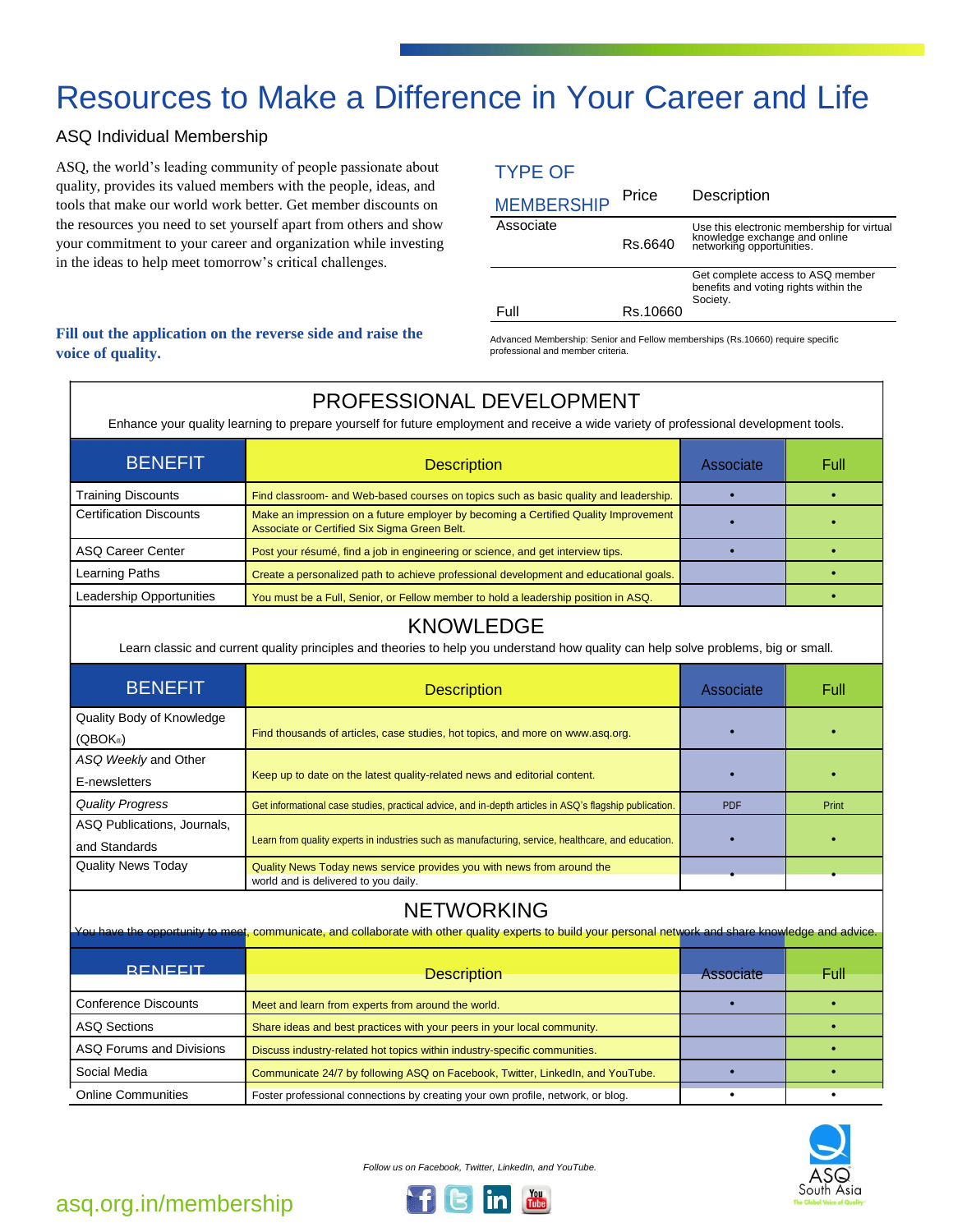# Resources to Make a Difference in Your Career and Life

## ASQ Individual Membership

ASQ, the world's leading community of people passionate about quality, provides its valued members with the people, ideas, and tools that make our world work better. Get member discounts on the resources you need to set yourself apart from others and show your commitment to your career and organization while investing in the ideas to help meet tomorrow's critical challenges.

**Fill out the application on the reverse side and raise the voice of quality.**

| TYPE OF MEMBERSHIP | Price | Description |
|---|---|---|
| Associate | Rs.6640 | Use this electronic membership for virtual knowledge exchange and online networking opportunities. |
| Full | Rs.10660 | Get complete access to ASQ member benefits and voting rights within the Society. |

Advanced Membership: Senior and Fellow memberships (Rs.10660) require specific professional and member criteria.

## PROFESSIONAL DEVELOPMENT

Enhance your quality learning to prepare yourself for future employment and receive a wide variety of professional development tools.

| BENEFIT | Description | Associate | Full |
|---|---|---|---|
| Training Discounts | Find classroom- and Web-based courses on topics such as basic quality and leadership. | • | • |
| Certification Discounts | Make an impression on a future employer by becoming a Certified Quality Improvement Associate or Certified Six Sigma Green Belt. | • | • |
| ASQ Career Center | Post your résumé, find a job in engineering or science, and get interview tips. | • | • |
| Learning Paths | Create a personalized path to achieve professional development and educational goals. | | • |
| Leadership Opportunities | You must be a Full, Senior, or Fellow member to hold a leadership position in ASQ. | | • |

## KNOWLEDGE

Learn classic and current quality principles and theories to help you understand how quality can help solve problems, big or small.

| BENEFIT | Description | Associate | Full |
|---|---|---|---|
| Quality Body of Knowledge (QBOK®) | Find thousands of articles, case studies, hot topics, and more on www.asq.org. | • | • |
| *ASQ Weekly* and Other E-newsletters | Keep up to date on the latest quality-related news and editorial content. | • | • |
| *Quality Progress* | Get informational case studies, practical advice, and in-depth articles in ASQ's flagship publication. | PDF | Print |
| ASQ Publications, Journals, and Standards | Learn from quality experts in industries such as manufacturing, service, healthcare, and education. | • | • |
| Quality News Today | Quality News Today news service provides you with news from around the world and is delivered to you daily. | • | • |

## NETWORKING

You have the opportunity to meet, communicate, and collaborate with other quality experts to build your personal network and share knowledge and advice.

| BENEFIT | Description | Associate | Full |
|---|---|---|---|
| Conference Discounts | Meet and learn from experts from around the world. | • | • |
| ASQ Sections | Share ideas and best practices with your peers in your local community. | | • |
| ASQ Forums and Divisions | Discuss industry-related hot topics within industry-specific communities. | | • |
| Social Media | Communicate 24/7 by following ASQ on Facebook, Twitter, LinkedIn, and YouTube. | • | • |
| Online Communities | Foster professional connections by creating your own profile, network, or blog. | • | • |

*Follow us on Facebook, Twitter, LinkedIn, and YouTube.*

asq.org.in/membership

ASQ South Asia
The Global Voice of Quality